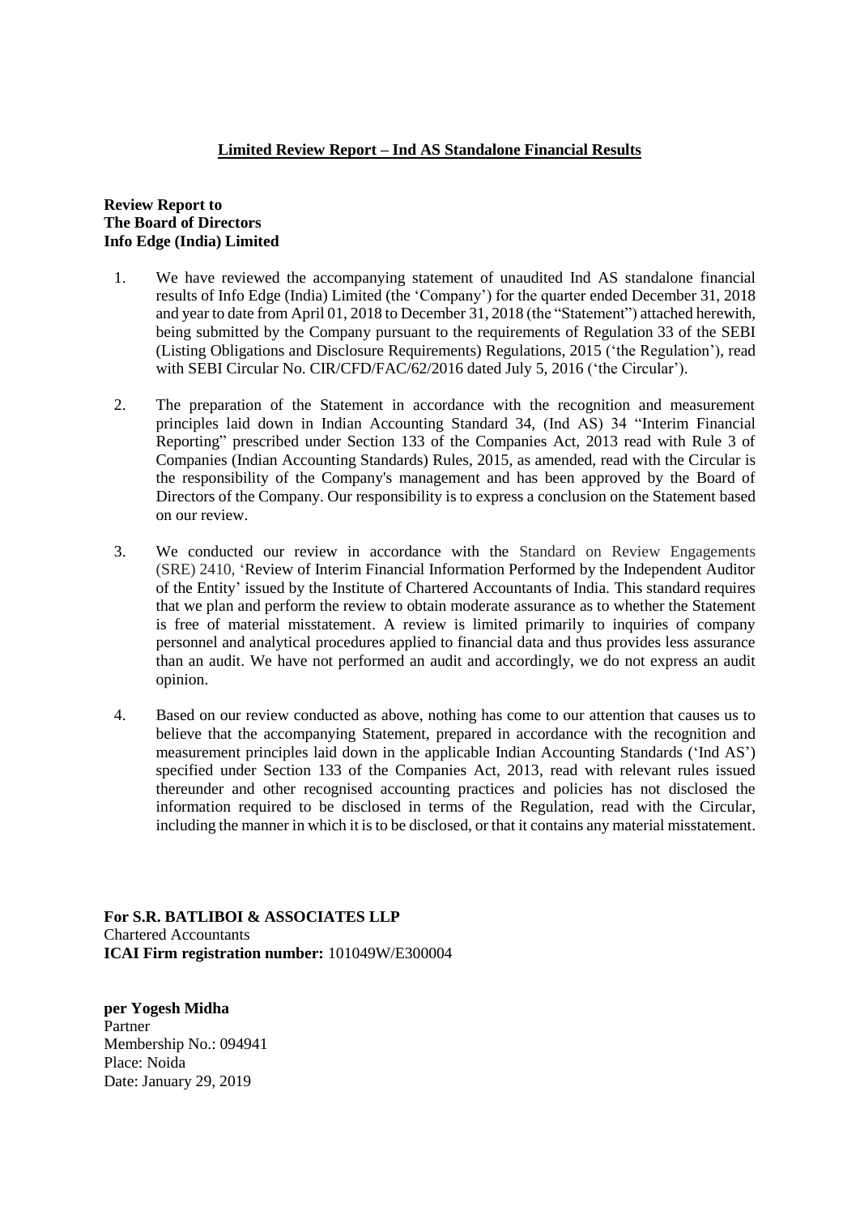# Limited Review Report – Ind AS Standalone Financial Results

**Review Report to**
**The Board of Directors**
**Info Edge (India) Limited**

1. We have reviewed the accompanying statement of unaudited Ind AS standalone financial results of Info Edge (India) Limited (the 'Company') for the quarter ended December 31, 2018 and year to date from April 01, 2018 to December 31, 2018 (the "Statement") attached herewith, being submitted by the Company pursuant to the requirements of Regulation 33 of the SEBI (Listing Obligations and Disclosure Requirements) Regulations, 2015 ('the Regulation'), read with SEBI Circular No. CIR/CFD/FAC/62/2016 dated July 5, 2016 ('the Circular').

2. The preparation of the Statement in accordance with the recognition and measurement principles laid down in Indian Accounting Standard 34, (Ind AS) 34 "Interim Financial Reporting" prescribed under Section 133 of the Companies Act, 2013 read with Rule 3 of Companies (Indian Accounting Standards) Rules, 2015, as amended, read with the Circular is the responsibility of the Company's management and has been approved by the Board of Directors of the Company. Our responsibility is to express a conclusion on the Statement based on our review.

3. We conducted our review in accordance with the Standard on Review Engagements (SRE) 2410, 'Review of Interim Financial Information Performed by the Independent Auditor of the Entity' issued by the Institute of Chartered Accountants of India. This standard requires that we plan and perform the review to obtain moderate assurance as to whether the Statement is free of material misstatement. A review is limited primarily to inquiries of company personnel and analytical procedures applied to financial data and thus provides less assurance than an audit. We have not performed an audit and accordingly, we do not express an audit opinion.

4. Based on our review conducted as above, nothing has come to our attention that causes us to believe that the accompanying Statement, prepared in accordance with the recognition and measurement principles laid down in the applicable Indian Accounting Standards ('Ind AS') specified under Section 133 of the Companies Act, 2013, read with relevant rules issued thereunder and other recognised accounting practices and policies has not disclosed the information required to be disclosed in terms of the Regulation, read with the Circular, including the manner in which it is to be disclosed, or that it contains any material misstatement.

**For S.R. BATLIBOI & ASSOCIATES LLP**
Chartered Accountants
**ICAI Firm registration number:** 101049W/E300004

**per Yogesh Midha**
Partner
Membership No.: 094941
Place: Noida
Date: January 29, 2019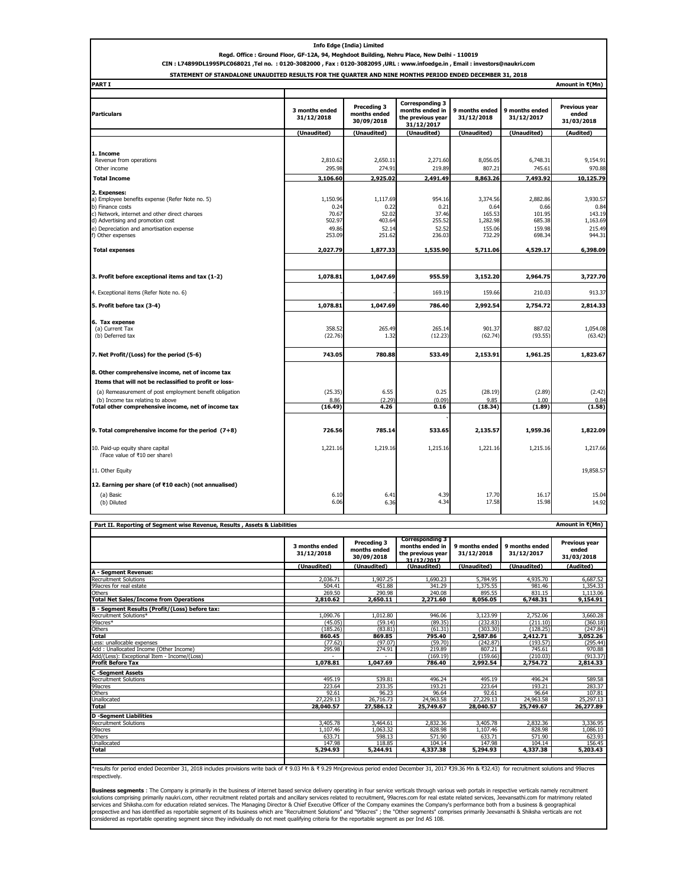**Info Edge (India) Limited**

**Regd. Office : Ground Floor, GF-12A, 94, Meghdoot Building, Nehru Place, New Delhi - 110019**

**CIN : L74899DL1995PLC068021 ,Tel no. : 0120-3082000 , Fax : 0120-3082095 ,URL : www.infoedge.in , Email : investors@naukri.com**

**STATEMENT OF STANDALONE UNAUDITED RESULTS FOR THE QUARTER AND NINE MONTHS PERIOD ENDED DECEMBER 31, 2018**

**PART I** Amount in ₹(Mn)

| Particulars | 3 months ended 31/12/2018 | Preceding 3 months ended 30/09/2018 | Corresponding 3 months ended in the previous year 31/12/2017 | 9 months ended 31/12/2018 | 9 months ended 31/12/2017 | Previous year ended 31/03/2018 |
|---|---|---|---|---|---|---|
| | (Unaudited) | (Unaudited) | (Unaudited) | (Unaudited) | (Unaudited) | (Audited) |
| **1. Income** | | | | | | |
| Revenue from operations | 2,810.62 | 2,650.11 | 2,271.60 | 8,056.05 | 6,748.31 | 9,154.91 |
| Other income | 295.98 | 274.91 | 219.89 | 807.21 | 745.61 | 970.88 |
| **Total Income** | **3,106.60** | **2,925.02** | **2,491.49** | **8,863.26** | **7,493.92** | **10,125.79** |
| **2. Expenses:** | | | | | | |
| a) Employee benefits expense (Refer Note no. 5) | 1,150.96 | 1,117.69 | 954.16 | 3,374.56 | 2,882.86 | 3,930.57 |
| b) Finance costs | 0.24 | 0.22 | 0.21 | 0.64 | 0.66 | 0.84 |
| c) Network, internet and other direct charges | 70.67 | 52.02 | 37.46 | 165.53 | 101.95 | 143.19 |
| d) Advertising and promotion cost | 502.97 | 403.64 | 255.52 | 1,282.98 | 685.38 | 1,163.69 |
| e) Depreciation and amortisation expense | 49.86 | 52.14 | 52.52 | 155.06 | 159.98 | 215.49 |
| f) Other expenses | 253.09 | 251.62 | 236.03 | 732.29 | 698.34 | 944.31 |
| **Total expenses** | **2,027.79** | **1,877.33** | **1,535.90** | **5,711.06** | **4,529.17** | **6,398.09** |
| **3. Profit before exceptional items and tax (1-2)** | **1,078.81** | **1,047.69** | **955.59** | **3,152.20** | **2,964.75** | **3,727.70** |
| 4. Exceptional items (Refer Note no. 6) | - | - | 169.19 | 159.66 | 210.03 | 913.37 |
| **5. Profit before tax (3-4)** | **1,078.81** | **1,047.69** | **786.40** | **2,992.54** | **2,754.72** | **2,814.33** |
| **6. Tax expense** | | | | | | |
| (a) Current Tax | 358.52 | 265.49 | 265.14 | 901.37 | 887.02 | 1,054.08 |
| (b) Deferred tax | (22.76) | 1.32 | (12.23) | (62.74) | (93.55) | (63.42) |
| **7. Net Profit/(Loss) for the period (5-6)** | **743.05** | **780.88** | **533.49** | **2,153.91** | **1,961.25** | **1,823.67** |
| **8. Other comprehensive income, net of income tax** | | | | | | |
| **Items that will not be reclassified to profit or loss-** | | | | | | |
| (a) Remeasurement of post employment benefit obligation | (25.35) | 6.55 | 0.25 | (28.19) | (2.89) | (2.42) |
| (b) Income tax relating to above | 8.86 | (2.29) | (0.09) | 9.85 | 1.00 | 0.84 |
| **Total other comprehensive income, net of income tax** | **(16.49)** | **4.26** | **0.16** | **(18.34)** | **(1.89)** | **(1.58)** |
| **9. Total comprehensive income for the period (7+8)** | **726.56** | **785.14** | **533.65** | **2,135.57** | **1,959.36** | **1,822.09** |
| 10. Paid-up equity share capital (Face value of ₹10 per share) | 1,221.16 | 1,219.16 | 1,215.16 | 1,221.16 | 1,215.16 | 1,217.66 |
| 11. Other Equity | | | | | | 19,858.57 |
| **12. Earning per share (of ₹10 each) (not annualised)** | | | | | | |
| (a) Basic | 6.10 | 6.41 | 4.39 | 17.70 | 16.17 | 15.04 |
| (b) Diluted | 6.06 | 6.36 | 4.34 | 17.58 | 15.98 | 14.92 |

**Part II. Reporting of Segment wise Revenue, Results , Assets & Liabilities** Amount in ₹(Mn)

| | 3 months ended 31/12/2018 | Preceding 3 months ended 30/09/2018 | Corresponding 3 months ended in the previous year 31/12/2017 | 9 months ended 31/12/2018 | 9 months ended 31/12/2017 | Previous year ended 31/03/2018 |
|---|---|---|---|---|---|---|
| | (Unaudited) | (Unaudited) | (Unaudited) | (Unaudited) | (Unaudited) | (Audited) |
| **A - Segment Revenue:** | | | | | | |
| Recruitment Solutions | 2,036.71 | 1,907.25 | 1,690.23 | 5,784.95 | 4,935.70 | 6,687.52 |
| 99acres for real estate | 504.41 | 451.88 | 341.29 | 1,375.55 | 981.46 | 1,354.33 |
| Others | 269.50 | 290.98 | 240.08 | 895.55 | 831.15 | 1,113.06 |
| **Total Net Sales/Income from Operations** | **2,810.62** | **2,650.11** | **2,271.60** | **8,056.05** | **6,748.31** | **9,154.91** |
| **B - Segment Results (Profit/(Loss) before tax:** | | | | | | |
| Recruitment Solutions* | 1,090.76 | 1,012.80 | 946.06 | 3,123.99 | 2,752.06 | 3,660.28 |
| 99acres* | (45.05) | (59.14) | (89.35) | (232.83) | (211.10) | (360.18) |
| Others | (185.26) | (83.81) | (61.31) | (303.30) | (128.25) | (247.84) |
| **Total** | **860.45** | **869.85** | **795.40** | **2,587.86** | **2,412.71** | **3,052.26** |
| Less: unallocable expenses | (77.62) | (97.07) | (59.70) | (242.87) | (193.57) | (295.44) |
| Add : Unallocated Income (Other Income) | 295.98 | 274.91 | 219.89 | 807.21 | 745.61 | 970.88 |
| Add/(Less): Exceptional Item - Income/(Loss) | - | - | (169.19) | (159.66) | (210.03) | (913.37) |
| **Profit Before Tax** | **1,078.81** | **1,047.69** | **786.40** | **2,992.54** | **2,754.72** | **2,814.33** |
| **C -Segment Assets** | | | | | | |
| Recruitment Solutions | 495.19 | 539.81 | 496.24 | 495.19 | 496.24 | 589.58 |
| 99acres | 223.64 | 233.35 | 193.21 | 223.64 | 193.21 | 283.37 |
| Others | 92.61 | 96.23 | 96.64 | 92.61 | 96.64 | 107.81 |
| Unallocated | 27,229.13 | 26,716.73 | 24,963.58 | 27,229.13 | 24,963.58 | 25,297.13 |
| **Total** | **28,040.57** | **27,586.12** | **25,749.67** | **28,040.57** | **25,749.67** | **26,277.89** |
| **D -Segment Liabilities** | | | | | | |
| Recruitment Solutions | 3,405.78 | 3,464.61 | 2,832.36 | 3,405.78 | 2,832.36 | 3,336.95 |
| 99acres | 1,107.46 | 1,063.32 | 828.98 | 1,107.46 | 828.98 | 1,086.10 |
| Others | 633.71 | 598.13 | 571.90 | 633.71 | 571.90 | 623.93 |
| Unallocated | 147.98 | 118.85 | 104.14 | 147.98 | 104.14 | 156.45 |
| **Total** | **5,294.93** | **5,244.91** | **4,337.38** | **5,294.93** | **4,337.38** | **5,203.43** |

*results for period ended December 31, 2018 includes provisions write back of ₹ 9.03 Mn & ₹ 9.29 Mn(previous period ended December 31, 2017 ₹39.36 Mn & ₹32.43) for recruitment solutions and 99acres respectively.

**Business segments** : The Company is primarily in the business of internet based service delivery operating in four service verticals through various web portals in respective verticals namely recruitment solutions comprising primarily naukri.com, other recruitment related portals and ancillary services related to recruitment, 99acres.com for real estate related services, Jeevansathi.com for matrimony related services and Shiksha.com for education related services. The Managing Director & Chief Executive Officer of the Company examines the Company's performance both from a business & geographical prospective and has identified as reportable segment of its business which are "Recruitment Solutions" and "99acres" ; the "Other segments" comprises primarily Jeevansathi & Shiksha verticals are not considered as reportable operating segment since they individually do not meet qualifying criteria for the reportable segment as per Ind AS 108.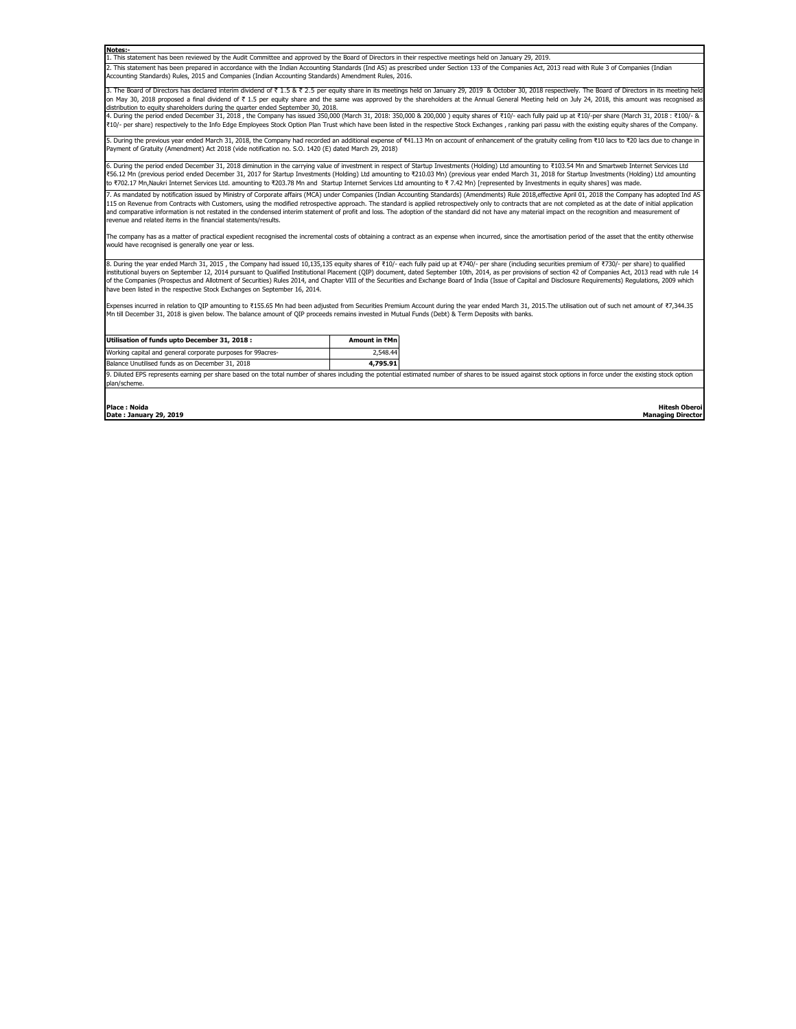**Notes:-**

1. This statement has been reviewed by the Audit Committee and approved by the Board of Directors in their respective meetings held on January 29, 2019.

2. This statement has been prepared in accordance with the Indian Accounting Standards (Ind AS) as prescribed under Section 133 of the Companies Act, 2013 read with Rule 3 of Companies (Indian Accounting Standards) Rules, 2015 and Companies (Indian Accounting Standards) Amendment Rules, 2016.

3. The Board of Directors has declared interim dividend of ₹ 1.5 & ₹ 2.5 per equity share in its meetings held on January 29, 2019 & October 30, 2018 respectively. The Board of Directors in its meeting held on May 30, 2018 proposed a final dividend of ₹ 1.5 per equity share and the same was approved by the shareholders at the Annual General Meeting held on July 24, 2018, this amount was recognised as distribution to equity shareholders during the quarter ended September 30, 2018.

4. During the period ended December 31, 2018 , the Company has issued 350,000 (March 31, 2018: 350,000 & 200,000 ) equity shares of ₹10/- each fully paid up at ₹10/-per share (March 31, 2018 : ₹100/- & ₹10/- per share) respectively to the Info Edge Employees Stock Option Plan Trust which have been listed in the respective Stock Exchanges , ranking pari passu with the existing equity shares of the Company.

5. During the previous year ended March 31, 2018, the Company had recorded an additional expense of ₹41.13 Mn on account of enhancement of the gratuity ceiling from ₹10 lacs to ₹20 lacs due to change in Payment of Gratuity (Amendment) Act 2018 (vide notification no. S.O. 1420 (E) dated March 29, 2018)

6. During the period ended December 31, 2018 diminution in the carrying value of investment in respect of Startup Investments (Holding) Ltd amounting to ₹103.54 Mn and Smartweb Internet Services Ltd ₹56.12 Mn (previous period ended December 31, 2017 for Startup Investments (Holding) Ltd amounting to ₹210.03 Mn) (previous year ended March 31, 2018 for Startup Investments (Holding) Ltd amounting to ₹702.17 Mn,Naukri Internet Services Ltd. amounting to ₹203.78 Mn and Startup Internet Services Ltd amounting to ₹ 7.42 Mn) [represented by Investments in equity shares] was made.

7. As mandated by notification issued by Ministry of Corporate affairs (MCA) under Companies (Indian Accounting Standards) (Amendments) Rule 2018,effective April 01, 2018 the Company has adopted Ind AS 115 on Revenue from Contracts with Customers, using the modified retrospective approach. The standard is applied retrospectively only to contracts that are not completed as at the date of initial application and comparative information is not restated in the condensed interim statement of profit and loss. The adoption of the standard did not have any material impact on the recognition and measurement of revenue and related items in the financial statements/results.

The company has as a matter of practical expedient recognised the incremental costs of obtaining a contract as an expense when incurred, since the amortisation period of the asset that the entity otherwise would have recognised is generally one year or less.

8. During the year ended March 31, 2015 , the Company had issued 10,135,135 equity shares of ₹10/- each fully paid up at ₹740/- per share (including securities premium of ₹730/- per share) to qualified institutional buyers on September 12, 2014 pursuant to Qualified Institutional Placement (QIP) document, dated September 10th, 2014, as per provisions of section 42 of Companies Act, 2013 read with rule 14 of the Companies (Prospectus and Allotment of Securities) Rules 2014, and Chapter VIII of the Securities and Exchange Board of India (Issue of Capital and Disclosure Requirements) Regulations, 2009 which have been listed in the respective Stock Exchanges on September 16, 2014.

Expenses incurred in relation to QIP amounting to ₹155.65 Mn had been adjusted from Securities Premium Account during the year ended March 31, 2015.The utilisation out of such net amount of ₹7,344.35 Mn till December 31, 2018 is given below. The balance amount of QIP proceeds remains invested in Mutual Funds (Debt) & Term Deposits with banks.

| **Utilisation of funds upto December 31, 2018 :** | **Amount in ₹Mn** |
|---|---|
| Working capital and general corporate purposes for 99acres- | 2,548.44 |
| Balance Unutilised funds as on December 31, 2018 | **4,795.91** |

9. Diluted EPS represents earning per share based on the total number of shares including the potential estimated number of shares to be issued against stock options in force under the existing stock option plan/scheme.

**Place : Noida**
**Date : January 29, 2019**

**Hitesh Oberoi**
**Managing Director**